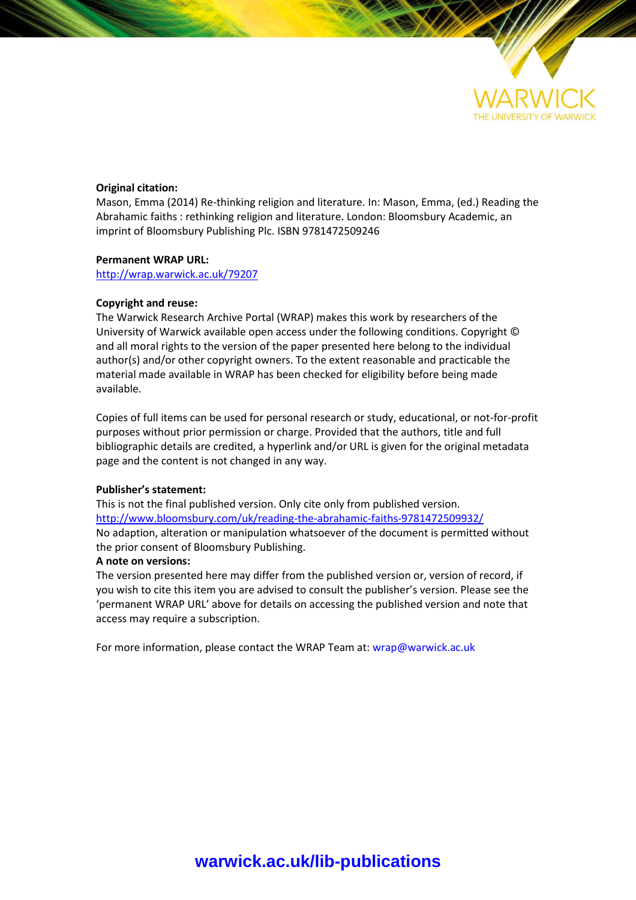WARWICK
THE UNIVERSITY OF WARWICK

**Original citation:**
Mason, Emma (2014) Re-thinking religion and literature. In: Mason, Emma, (ed.) Reading the Abrahamic faiths : rethinking religion and literature. London: Bloomsbury Academic, an imprint of Bloomsbury Publishing Plc. ISBN 9781472509246

**Permanent WRAP URL:**
http://wrap.warwick.ac.uk/79207

**Copyright and reuse:**
The Warwick Research Archive Portal (WRAP) makes this work by researchers of the University of Warwick available open access under the following conditions. Copyright © and all moral rights to the version of the paper presented here belong to the individual author(s) and/or other copyright owners. To the extent reasonable and practicable the material made available in WRAP has been checked for eligibility before being made available.

Copies of full items can be used for personal research or study, educational, or not-for-profit purposes without prior permission or charge. Provided that the authors, title and full bibliographic details are credited, a hyperlink and/or URL is given for the original metadata page and the content is not changed in any way.

**Publisher's statement:**
This is not the final published version. Only cite only from published version.
http://www.bloomsbury.com/uk/reading-the-abrahamic-faiths-9781472509932/
No adaption, alteration or manipulation whatsoever of the document is permitted without the prior consent of Bloomsbury Publishing.

**A note on versions:**
The version presented here may differ from the published version or, version of record, if you wish to cite this item you are advised to consult the publisher's version. Please see the 'permanent WRAP URL' above for details on accessing the published version and note that access may require a subscription.

For more information, please contact the WRAP Team at: wrap@warwick.ac.uk

**warwick.ac.uk/lib-publications**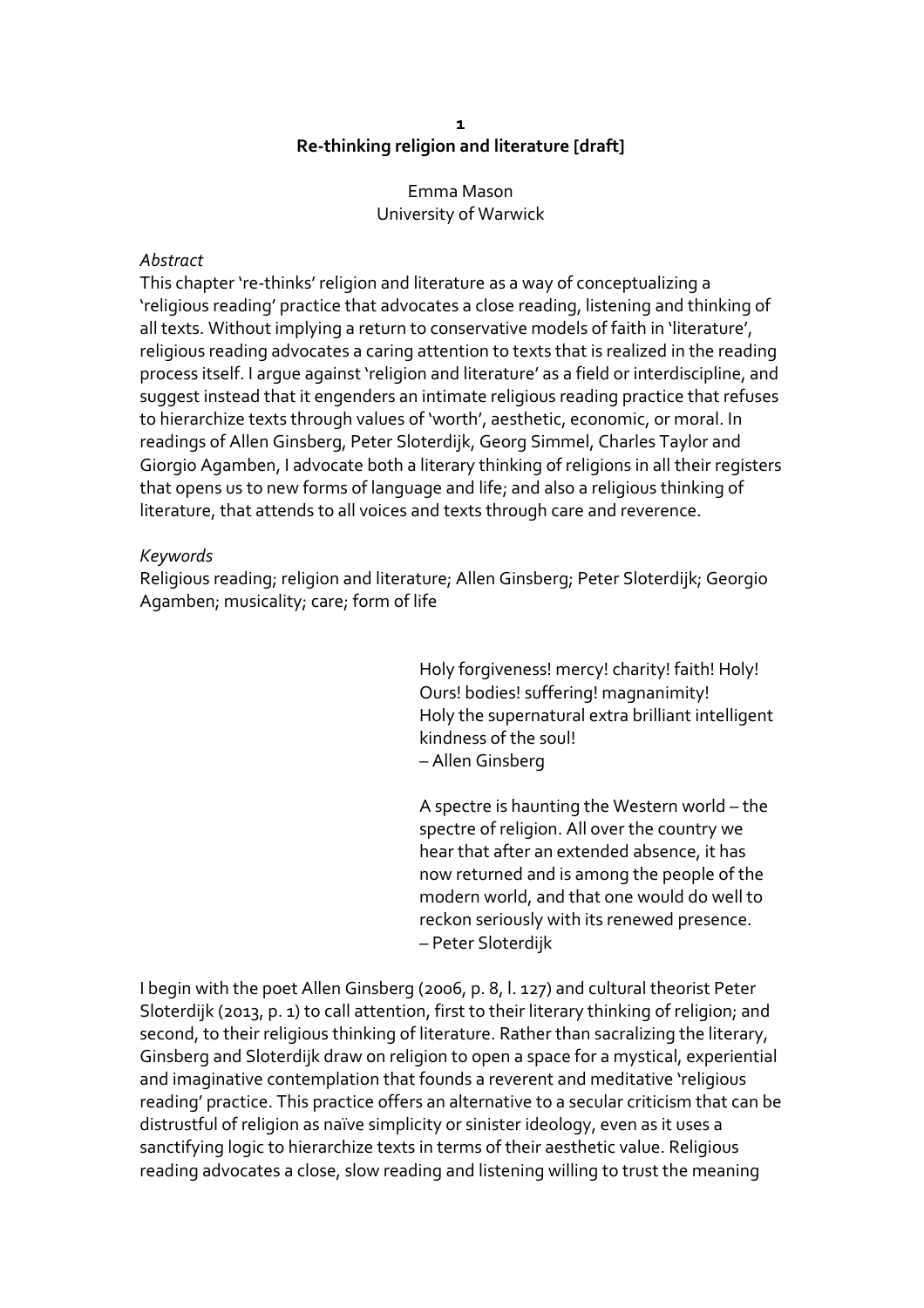# Re-thinking religion and literature [draft]

Emma Mason
University of Warwick

*Abstract*

This chapter 're-thinks' religion and literature as a way of conceptualizing a 'religious reading' practice that advocates a close reading, listening and thinking of all texts. Without implying a return to conservative models of faith in 'literature', religious reading advocates a caring attention to texts that is realized in the reading process itself. I argue against 'religion and literature' as a field or interdiscipline, and suggest instead that it engenders an intimate religious reading practice that refuses to hierarchize texts through values of 'worth', aesthetic, economic, or moral. In readings of Allen Ginsberg, Peter Sloterdijk, Georg Simmel, Charles Taylor and Giorgio Agamben, I advocate both a literary thinking of religions in all their registers that opens us to new forms of language and life; and also a religious thinking of literature, that attends to all voices and texts through care and reverence.

*Keywords*

Religious reading; religion and literature; Allen Ginsberg; Peter Sloterdijk; Georgio Agamben; musicality; care; form of life

> Holy forgiveness! mercy! charity! faith! Holy!
> Ours! bodies! suffering! magnanimity!
> Holy the supernatural extra brilliant intelligent kindness of the soul!
> – Allen Ginsberg

> A spectre is haunting the Western world – the spectre of religion. All over the country we hear that after an extended absence, it has now returned and is among the people of the modern world, and that one would do well to reckon seriously with its renewed presence.
> – Peter Sloterdijk

I begin with the poet Allen Ginsberg (2006, p. 8, l. 127) and cultural theorist Peter Sloterdijk (2013, p. 1) to call attention, first to their literary thinking of religion; and second, to their religious thinking of literature. Rather than sacralizing the literary, Ginsberg and Sloterdijk draw on religion to open a space for a mystical, experiential and imaginative contemplation that founds a reverent and meditative 'religious reading' practice. This practice offers an alternative to a secular criticism that can be distrustful of religion as naïve simplicity or sinister ideology, even as it uses a sanctifying logic to hierarchize texts in terms of their aesthetic value. Religious reading advocates a close, slow reading and listening willing to trust the meaning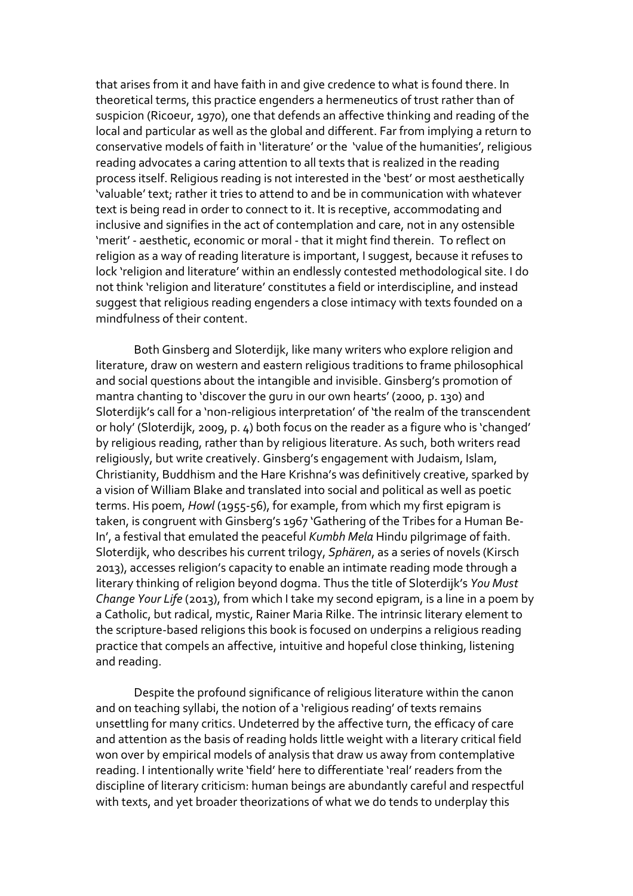that arises from it and have faith in and give credence to what is found there. In theoretical terms, this practice engenders a hermeneutics of trust rather than of suspicion (Ricoeur, 1970), one that defends an affective thinking and reading of the local and particular as well as the global and different. Far from implying a return to conservative models of faith in 'literature' or the 'value of the humanities', religious reading advocates a caring attention to all texts that is realized in the reading process itself. Religious reading is not interested in the 'best' or most aesthetically 'valuable' text; rather it tries to attend to and be in communication with whatever text is being read in order to connect to it. It is receptive, accommodating and inclusive and signifies in the act of contemplation and care, not in any ostensible 'merit' - aesthetic, economic or moral - that it might find therein. To reflect on religion as a way of reading literature is important, I suggest, because it refuses to lock 'religion and literature' within an endlessly contested methodological site. I do not think 'religion and literature' constitutes a field or interdiscipline, and instead suggest that religious reading engenders a close intimacy with texts founded on a mindfulness of their content.

Both Ginsberg and Sloterdijk, like many writers who explore religion and literature, draw on western and eastern religious traditions to frame philosophical and social questions about the intangible and invisible. Ginsberg's promotion of mantra chanting to 'discover the guru in our own hearts' (2000, p. 130) and Sloterdijk's call for a 'non-religious interpretation' of 'the realm of the transcendent or holy' (Sloterdijk, 2009, p. 4) both focus on the reader as a figure who is 'changed' by religious reading, rather than by religious literature. As such, both writers read religiously, but write creatively. Ginsberg's engagement with Judaism, Islam, Christianity, Buddhism and the Hare Krishna's was definitively creative, sparked by a vision of William Blake and translated into social and political as well as poetic terms. His poem, *Howl* (1955-56), for example, from which my first epigram is taken, is congruent with Ginsberg's 1967 'Gathering of the Tribes for a Human Be-In', a festival that emulated the peaceful *Kumbh Mela* Hindu pilgrimage of faith. Sloterdijk, who describes his current trilogy, *Sphären*, as a series of novels (Kirsch 2013), accesses religion's capacity to enable an intimate reading mode through a literary thinking of religion beyond dogma. Thus the title of Sloterdijk's *You Must Change Your Life* (2013), from which I take my second epigram, is a line in a poem by a Catholic, but radical, mystic, Rainer Maria Rilke. The intrinsic literary element to the scripture-based religions this book is focused on underpins a religious reading practice that compels an affective, intuitive and hopeful close thinking, listening and reading.

Despite the profound significance of religious literature within the canon and on teaching syllabi, the notion of a 'religious reading' of texts remains unsettling for many critics. Undeterred by the affective turn, the efficacy of care and attention as the basis of reading holds little weight with a literary critical field won over by empirical models of analysis that draw us away from contemplative reading. I intentionally write 'field' here to differentiate 'real' readers from the discipline of literary criticism: human beings are abundantly careful and respectful with texts, and yet broader theorizations of what we do tends to underplay this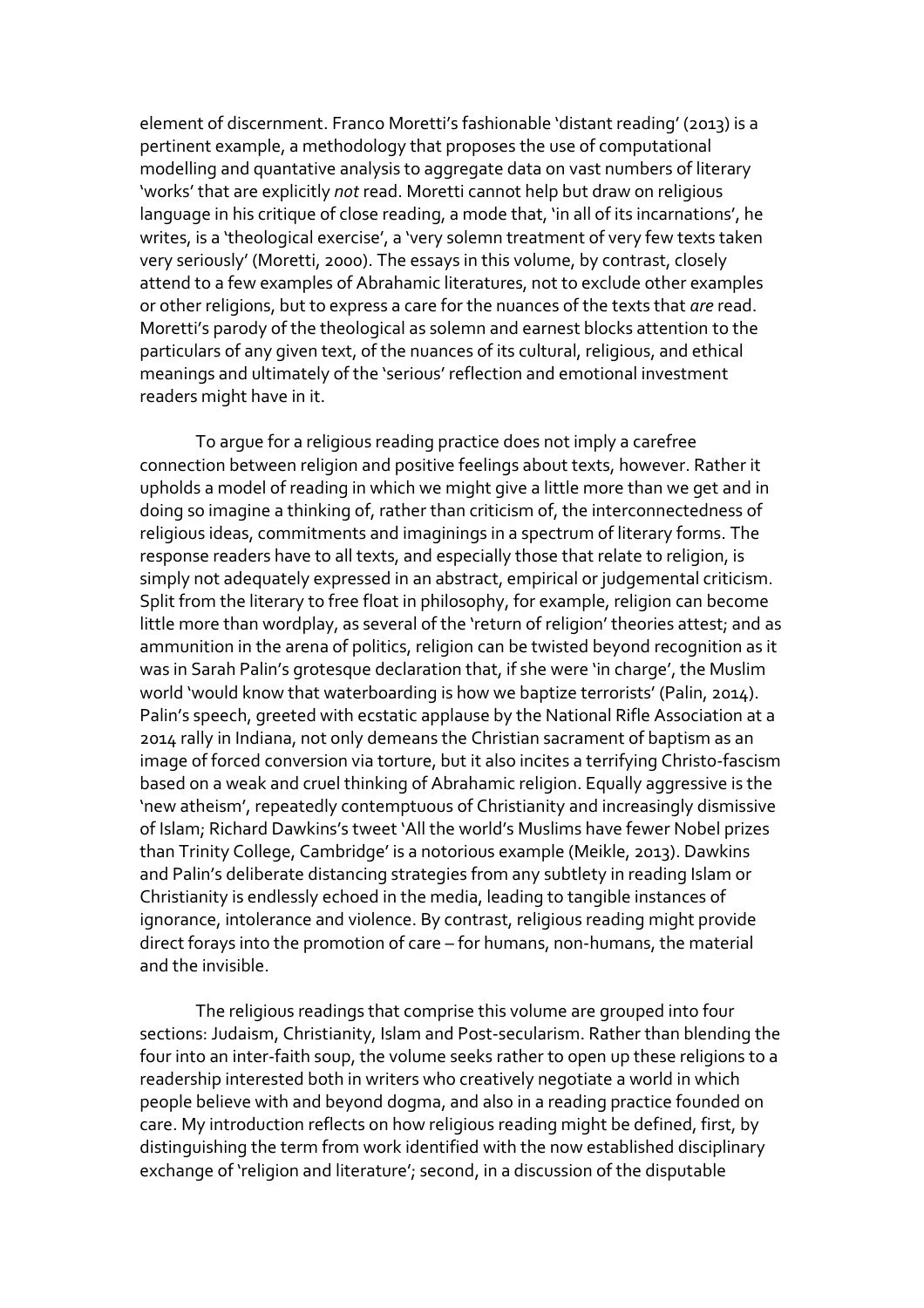element of discernment. Franco Moretti's fashionable 'distant reading' (2013) is a pertinent example, a methodology that proposes the use of computational modelling and quantative analysis to aggregate data on vast numbers of literary 'works' that are explicitly *not* read. Moretti cannot help but draw on religious language in his critique of close reading, a mode that, 'in all of its incarnations', he writes, is a 'theological exercise', a 'very solemn treatment of very few texts taken very seriously' (Moretti, 2000). The essays in this volume, by contrast, closely attend to a few examples of Abrahamic literatures, not to exclude other examples or other religions, but to express a care for the nuances of the texts that *are* read. Moretti's parody of the theological as solemn and earnest blocks attention to the particulars of any given text, of the nuances of its cultural, religious, and ethical meanings and ultimately of the 'serious' reflection and emotional investment readers might have in it.

To argue for a religious reading practice does not imply a carefree connection between religion and positive feelings about texts, however. Rather it upholds a model of reading in which we might give a little more than we get and in doing so imagine a thinking of, rather than criticism of, the interconnectedness of religious ideas, commitments and imaginings in a spectrum of literary forms. The response readers have to all texts, and especially those that relate to religion, is simply not adequately expressed in an abstract, empirical or judgemental criticism. Split from the literary to free float in philosophy, for example, religion can become little more than wordplay, as several of the 'return of religion' theories attest; and as ammunition in the arena of politics, religion can be twisted beyond recognition as it was in Sarah Palin's grotesque declaration that, if she were 'in charge', the Muslim world 'would know that waterboarding is how we baptize terrorists' (Palin, 2014). Palin's speech, greeted with ecstatic applause by the National Rifle Association at a 2014 rally in Indiana, not only demeans the Christian sacrament of baptism as an image of forced conversion via torture, but it also incites a terrifying Christo-fascism based on a weak and cruel thinking of Abrahamic religion. Equally aggressive is the 'new atheism', repeatedly contemptuous of Christianity and increasingly dismissive of Islam; Richard Dawkins's tweet 'All the world's Muslims have fewer Nobel prizes than Trinity College, Cambridge' is a notorious example (Meikle, 2013). Dawkins and Palin's deliberate distancing strategies from any subtlety in reading Islam or Christianity is endlessly echoed in the media, leading to tangible instances of ignorance, intolerance and violence. By contrast, religious reading might provide direct forays into the promotion of care – for humans, non-humans, the material and the invisible.

The religious readings that comprise this volume are grouped into four sections: Judaism, Christianity, Islam and Post-secularism. Rather than blending the four into an inter-faith soup, the volume seeks rather to open up these religions to a readership interested both in writers who creatively negotiate a world in which people believe with and beyond dogma, and also in a reading practice founded on care. My introduction reflects on how religious reading might be defined, first, by distinguishing the term from work identified with the now established disciplinary exchange of 'religion and literature'; second, in a discussion of the disputable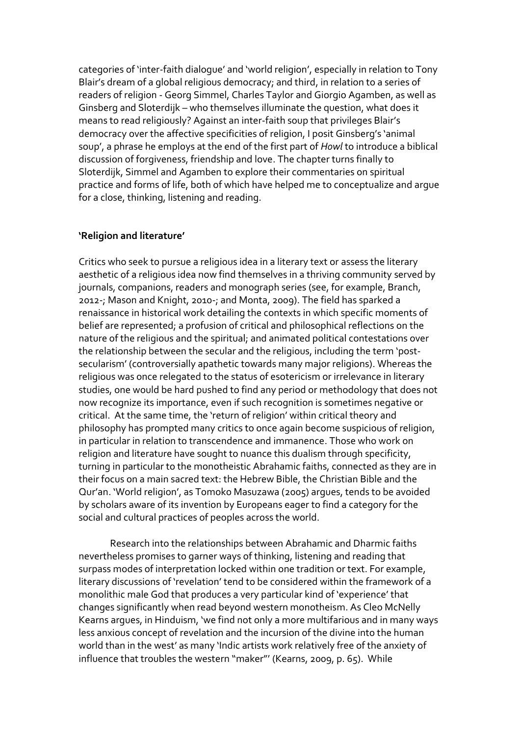categories of 'inter-faith dialogue' and 'world religion', especially in relation to Tony Blair's dream of a global religious democracy; and third, in relation to a series of readers of religion - Georg Simmel, Charles Taylor and Giorgio Agamben, as well as Ginsberg and Sloterdijk – who themselves illuminate the question, what does it means to read religiously? Against an inter-faith soup that privileges Blair's democracy over the affective specificities of religion, I posit Ginsberg's 'animal soup', a phrase he employs at the end of the first part of *Howl* to introduce a biblical discussion of forgiveness, friendship and love. The chapter turns finally to Sloterdijk, Simmel and Agamben to explore their commentaries on spiritual practice and forms of life, both of which have helped me to conceptualize and argue for a close, thinking, listening and reading.

**'Religion and literature'**

Critics who seek to pursue a religious idea in a literary text or assess the literary aesthetic of a religious idea now find themselves in a thriving community served by journals, companions, readers and monograph series (see, for example, Branch, 2012-; Mason and Knight, 2010-; and Monta, 2009). The field has sparked a renaissance in historical work detailing the contexts in which specific moments of belief are represented; a profusion of critical and philosophical reflections on the nature of the religious and the spiritual; and animated political contestations over the relationship between the secular and the religious, including the term 'post-secularism' (controversially apathetic towards many major religions). Whereas the religious was once relegated to the status of esotericism or irrelevance in literary studies, one would be hard pushed to find any period or methodology that does not now recognize its importance, even if such recognition is sometimes negative or critical. At the same time, the 'return of religion' within critical theory and philosophy has prompted many critics to once again become suspicious of religion, in particular in relation to transcendence and immanence. Those who work on religion and literature have sought to nuance this dualism through specificity, turning in particular to the monotheistic Abrahamic faiths, connected as they are in their focus on a main sacred text: the Hebrew Bible, the Christian Bible and the Qur'an. 'World religion', as Tomoko Masuzawa (2005) argues, tends to be avoided by scholars aware of its invention by Europeans eager to find a category for the social and cultural practices of peoples across the world.

Research into the relationships between Abrahamic and Dharmic faiths nevertheless promises to garner ways of thinking, listening and reading that surpass modes of interpretation locked within one tradition or text. For example, literary discussions of 'revelation' tend to be considered within the framework of a monolithic male God that produces a very particular kind of 'experience' that changes significantly when read beyond western monotheism. As Cleo McNelly Kearns argues, in Hinduism, 'we find not only a more multifarious and in many ways less anxious concept of revelation and the incursion of the divine into the human world than in the west' as many 'Indic artists work relatively free of the anxiety of influence that troubles the western "maker"' (Kearns, 2009, p. 65). While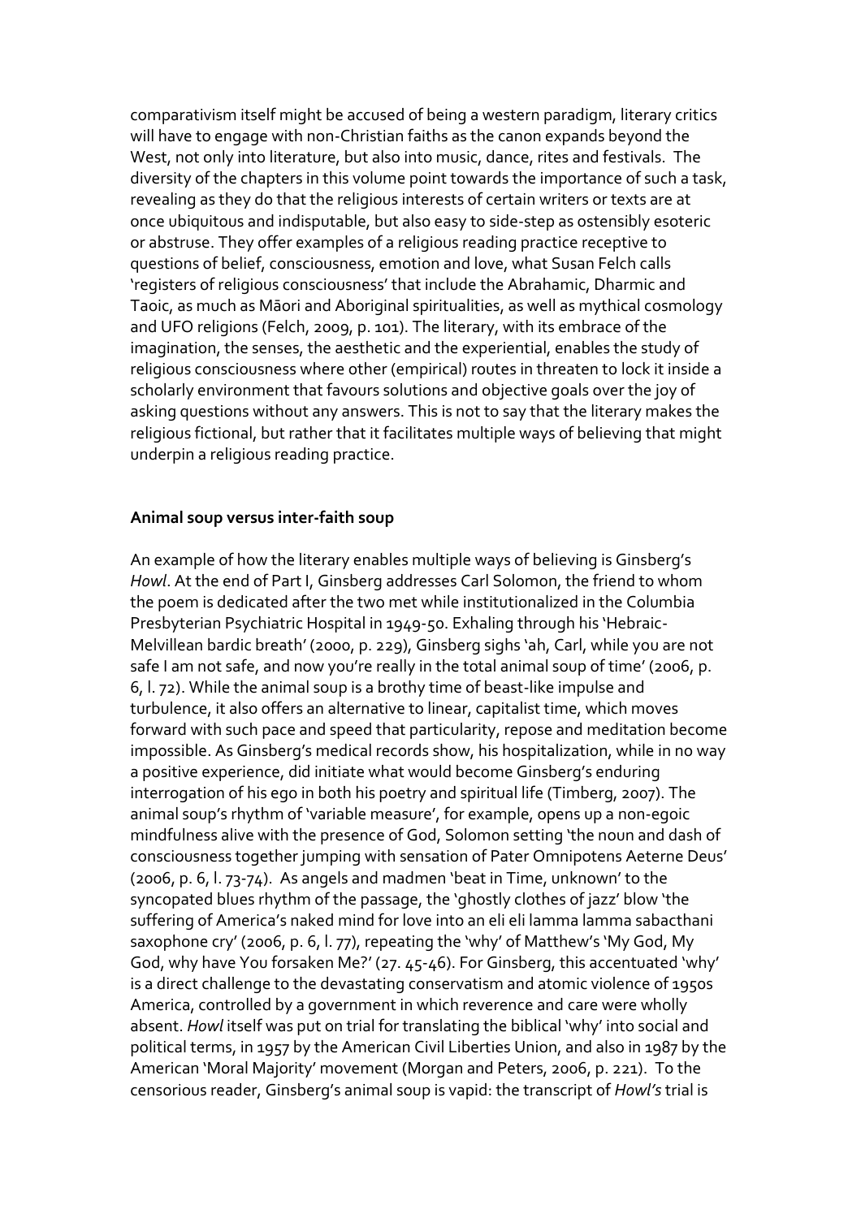comparativism itself might be accused of being a western paradigm, literary critics will have to engage with non-Christian faiths as the canon expands beyond the West, not only into literature, but also into music, dance, rites and festivals. The diversity of the chapters in this volume point towards the importance of such a task, revealing as they do that the religious interests of certain writers or texts are at once ubiquitous and indisputable, but also easy to side-step as ostensibly esoteric or abstruse. They offer examples of a religious reading practice receptive to questions of belief, consciousness, emotion and love, what Susan Felch calls 'registers of religious consciousness' that include the Abrahamic, Dharmic and Taoic, as much as Māori and Aboriginal spiritualities, as well as mythical cosmology and UFO religions (Felch, 2009, p. 101). The literary, with its embrace of the imagination, the senses, the aesthetic and the experiential, enables the study of religious consciousness where other (empirical) routes in threaten to lock it inside a scholarly environment that favours solutions and objective goals over the joy of asking questions without any answers. This is not to say that the literary makes the religious fictional, but rather that it facilitates multiple ways of believing that might underpin a religious reading practice.

**Animal soup versus inter-faith soup**

An example of how the literary enables multiple ways of believing is Ginsberg's *Howl*. At the end of Part I, Ginsberg addresses Carl Solomon, the friend to whom the poem is dedicated after the two met while institutionalized in the Columbia Presbyterian Psychiatric Hospital in 1949-50. Exhaling through his 'Hebraic-Melvillean bardic breath' (2000, p. 229), Ginsberg sighs 'ah, Carl, while you are not safe I am not safe, and now you're really in the total animal soup of time' (2006, p. 6, l. 72). While the animal soup is a brothy time of beast-like impulse and turbulence, it also offers an alternative to linear, capitalist time, which moves forward with such pace and speed that particularity, repose and meditation become impossible. As Ginsberg's medical records show, his hospitalization, while in no way a positive experience, did initiate what would become Ginsberg's enduring interrogation of his ego in both his poetry and spiritual life (Timberg, 2007). The animal soup's rhythm of 'variable measure', for example, opens up a non-egoic mindfulness alive with the presence of God, Solomon setting 'the noun and dash of consciousness together jumping with sensation of Pater Omnipotens Aeterne Deus' (2006, p. 6, l. 73-74). As angels and madmen 'beat in Time, unknown' to the syncopated blues rhythm of the passage, the 'ghostly clothes of jazz' blow 'the suffering of America's naked mind for love into an eli eli lamma lamma sabacthani saxophone cry' (2006, p. 6, l. 77), repeating the 'why' of Matthew's 'My God, My God, why have You forsaken Me?' (27. 45-46). For Ginsberg, this accentuated 'why' is a direct challenge to the devastating conservatism and atomic violence of 1950s America, controlled by a government in which reverence and care were wholly absent. *Howl* itself was put on trial for translating the biblical 'why' into social and political terms, in 1957 by the American Civil Liberties Union, and also in 1987 by the American 'Moral Majority' movement (Morgan and Peters, 2006, p. 221). To the censorious reader, Ginsberg's animal soup is vapid: the transcript of *Howl's* trial is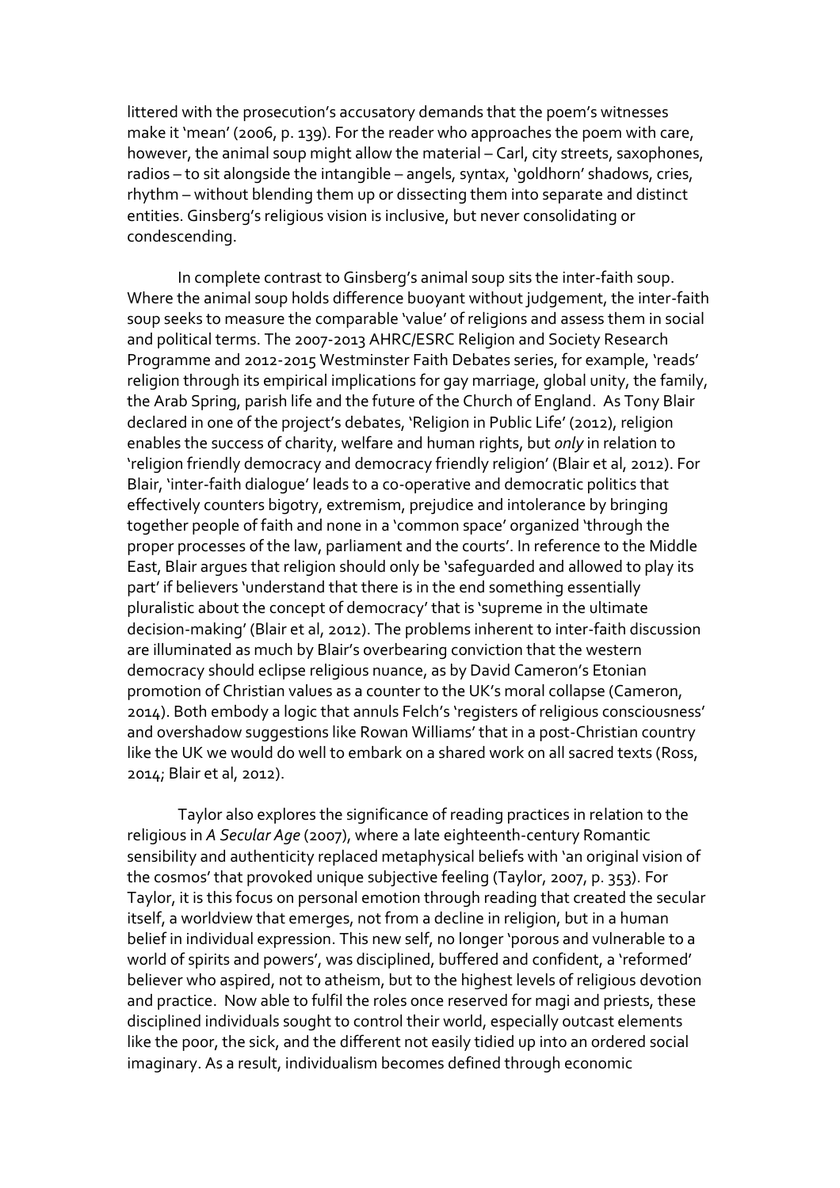littered with the prosecution's accusatory demands that the poem's witnesses make it 'mean' (2006, p. 139). For the reader who approaches the poem with care, however, the animal soup might allow the material – Carl, city streets, saxophones, radios – to sit alongside the intangible – angels, syntax, 'goldhorn' shadows, cries, rhythm – without blending them up or dissecting them into separate and distinct entities. Ginsberg's religious vision is inclusive, but never consolidating or condescending.

In complete contrast to Ginsberg's animal soup sits the inter-faith soup. Where the animal soup holds difference buoyant without judgement, the inter-faith soup seeks to measure the comparable 'value' of religions and assess them in social and political terms. The 2007-2013 AHRC/ESRC Religion and Society Research Programme and 2012-2015 Westminster Faith Debates series, for example, 'reads' religion through its empirical implications for gay marriage, global unity, the family, the Arab Spring, parish life and the future of the Church of England. As Tony Blair declared in one of the project's debates, 'Religion in Public Life' (2012), religion enables the success of charity, welfare and human rights, but *only* in relation to 'religion friendly democracy and democracy friendly religion' (Blair et al, 2012). For Blair, 'inter-faith dialogue' leads to a co-operative and democratic politics that effectively counters bigotry, extremism, prejudice and intolerance by bringing together people of faith and none in a 'common space' organized 'through the proper processes of the law, parliament and the courts'. In reference to the Middle East, Blair argues that religion should only be 'safeguarded and allowed to play its part' if believers 'understand that there is in the end something essentially pluralistic about the concept of democracy' that is 'supreme in the ultimate decision-making' (Blair et al, 2012). The problems inherent to inter-faith discussion are illuminated as much by Blair's overbearing conviction that the western democracy should eclipse religious nuance, as by David Cameron's Etonian promotion of Christian values as a counter to the UK's moral collapse (Cameron, 2014). Both embody a logic that annuls Felch's 'registers of religious consciousness' and overshadow suggestions like Rowan Williams' that in a post-Christian country like the UK we would do well to embark on a shared work on all sacred texts (Ross, 2014; Blair et al, 2012).

Taylor also explores the significance of reading practices in relation to the religious in *A Secular Age* (2007), where a late eighteenth-century Romantic sensibility and authenticity replaced metaphysical beliefs with 'an original vision of the cosmos' that provoked unique subjective feeling (Taylor, 2007, p. 353). For Taylor, it is this focus on personal emotion through reading that created the secular itself, a worldview that emerges, not from a decline in religion, but in a human belief in individual expression. This new self, no longer 'porous and vulnerable to a world of spirits and powers', was disciplined, buffered and confident, a 'reformed' believer who aspired, not to atheism, but to the highest levels of religious devotion and practice. Now able to fulfil the roles once reserved for magi and priests, these disciplined individuals sought to control their world, especially outcast elements like the poor, the sick, and the different not easily tidied up into an ordered social imaginary. As a result, individualism becomes defined through economic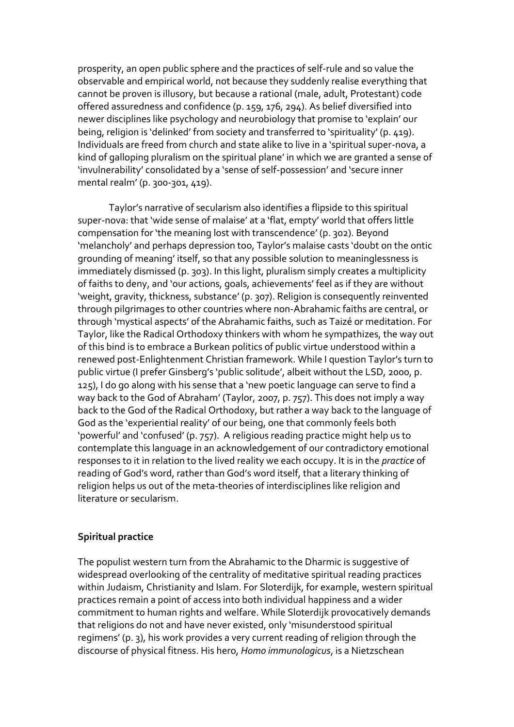prosperity, an open public sphere and the practices of self-rule and so value the observable and empirical world, not because they suddenly realise everything that cannot be proven is illusory, but because a rational (male, adult, Protestant) code offered assuredness and confidence (p. 159, 176, 294). As belief diversified into newer disciplines like psychology and neurobiology that promise to 'explain' our being, religion is 'delinked' from society and transferred to 'spirituality' (p. 419). Individuals are freed from church and state alike to live in a 'spiritual super-nova, a kind of galloping pluralism on the spiritual plane' in which we are granted a sense of 'invulnerability' consolidated by a 'sense of self-possession' and 'secure inner mental realm' (p. 300-301, 419).

Taylor's narrative of secularism also identifies a flipside to this spiritual super-nova: that 'wide sense of malaise' at a 'flat, empty' world that offers little compensation for 'the meaning lost with transcendence' (p. 302). Beyond 'melancholy' and perhaps depression too, Taylor's malaise casts 'doubt on the ontic grounding of meaning' itself, so that any possible solution to meaninglessness is immediately dismissed (p. 303). In this light, pluralism simply creates a multiplicity of faiths to deny, and 'our actions, goals, achievements' feel as if they are without 'weight, gravity, thickness, substance' (p. 307). Religion is consequently reinvented through pilgrimages to other countries where non-Abrahamic faiths are central, or through 'mystical aspects' of the Abrahamic faiths, such as Taizé or meditation. For Taylor, like the Radical Orthodoxy thinkers with whom he sympathizes, the way out of this bind is to embrace a Burkean politics of public virtue understood within a renewed post-Enlightenment Christian framework. While I question Taylor's turn to public virtue (I prefer Ginsberg's 'public solitude', albeit without the LSD, 2000, p. 125), I do go along with his sense that a 'new poetic language can serve to find a way back to the God of Abraham' (Taylor, 2007, p. 757). This does not imply a way back to the God of the Radical Orthodoxy, but rather a way back to the language of God as the 'experiential reality' of our being, one that commonly feels both 'powerful' and 'confused' (p. 757). A religious reading practice might help us to contemplate this language in an acknowledgement of our contradictory emotional responses to it in relation to the lived reality we each occupy. It is in the *practice* of reading of God's word, rather than God's word itself, that a literary thinking of religion helps us out of the meta-theories of interdisciplines like religion and literature or secularism.

## Spiritual practice

The populist western turn from the Abrahamic to the Dharmic is suggestive of widespread overlooking of the centrality of meditative spiritual reading practices within Judaism, Christianity and Islam. For Sloterdijk, for example, western spiritual practices remain a point of access into both individual happiness and a wider commitment to human rights and welfare. While Sloterdijk provocatively demands that religions do not and have never existed, only 'misunderstood spiritual regimens' (p. 3), his work provides a very current reading of religion through the discourse of physical fitness. His hero, *Homo immunologicus*, is a Nietzschean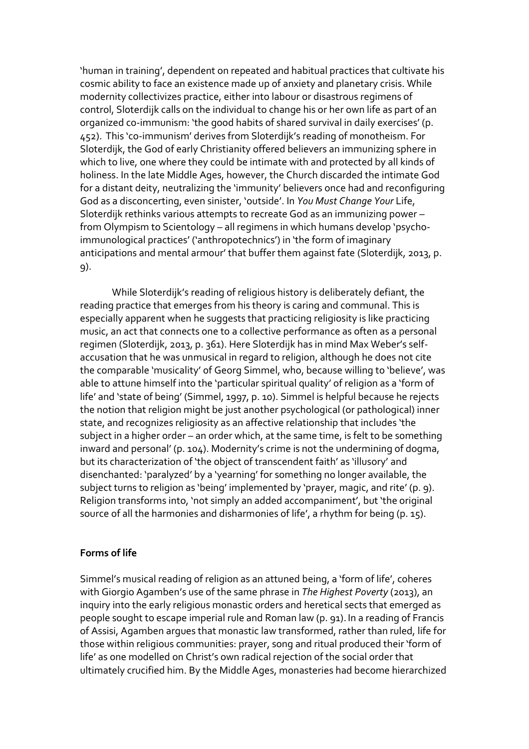'human in training', dependent on repeated and habitual practices that cultivate his cosmic ability to face an existence made up of anxiety and planetary crisis. While modernity collectivizes practice, either into labour or disastrous regimens of control, Sloterdijk calls on the individual to change his or her own life as part of an organized co-immunism: 'the good habits of shared survival in daily exercises' (p. 452). This 'co-immunism' derives from Sloterdijk's reading of monotheism. For Sloterdijk, the God of early Christianity offered believers an immunizing sphere in which to live, one where they could be intimate with and protected by all kinds of holiness. In the late Middle Ages, however, the Church discarded the intimate God for a distant deity, neutralizing the 'immunity' believers once had and reconfiguring God as a disconcerting, even sinister, 'outside'. In *You Must Change Your* Life, Sloterdijk rethinks various attempts to recreate God as an immunizing power – from Olympism to Scientology – all regimens in which humans develop 'psycho-immunological practices' ('anthropotechnics') in 'the form of imaginary anticipations and mental armour' that buffer them against fate (Sloterdijk, 2013, p. 9).

While Sloterdijk's reading of religious history is deliberately defiant, the reading practice that emerges from his theory is caring and communal. This is especially apparent when he suggests that practicing religiosity is like practicing music, an act that connects one to a collective performance as often as a personal regimen (Sloterdijk, 2013, p. 361). Here Sloterdijk has in mind Max Weber's self-accusation that he was unmusical in regard to religion, although he does not cite the comparable 'musicality' of Georg Simmel, who, because willing to 'believe', was able to attune himself into the 'particular spiritual quality' of religion as a 'form of life' and 'state of being' (Simmel, 1997, p. 10). Simmel is helpful because he rejects the notion that religion might be just another psychological (or pathological) inner state, and recognizes religiosity as an affective relationship that includes 'the subject in a higher order – an order which, at the same time, is felt to be something inward and personal' (p. 104). Modernity's crime is not the undermining of dogma, but its characterization of 'the object of transcendent faith' as 'illusory' and disenchanted: 'paralyzed' by a 'yearning' for something no longer available, the subject turns to religion as 'being' implemented by 'prayer, magic, and rite' (p. 9). Religion transforms into, 'not simply an added accompaniment', but 'the original source of all the harmonies and disharmonies of life', a rhythm for being (p. 15).

## Forms of life

Simmel's musical reading of religion as an attuned being, a 'form of life', coheres with Giorgio Agamben's use of the same phrase in *The Highest Poverty* (2013), an inquiry into the early religious monastic orders and heretical sects that emerged as people sought to escape imperial rule and Roman law (p. 91). In a reading of Francis of Assisi, Agamben argues that monastic law transformed, rather than ruled, life for those within religious communities: prayer, song and ritual produced their 'form of life' as one modelled on Christ's own radical rejection of the social order that ultimately crucified him. By the Middle Ages, monasteries had become hierarchized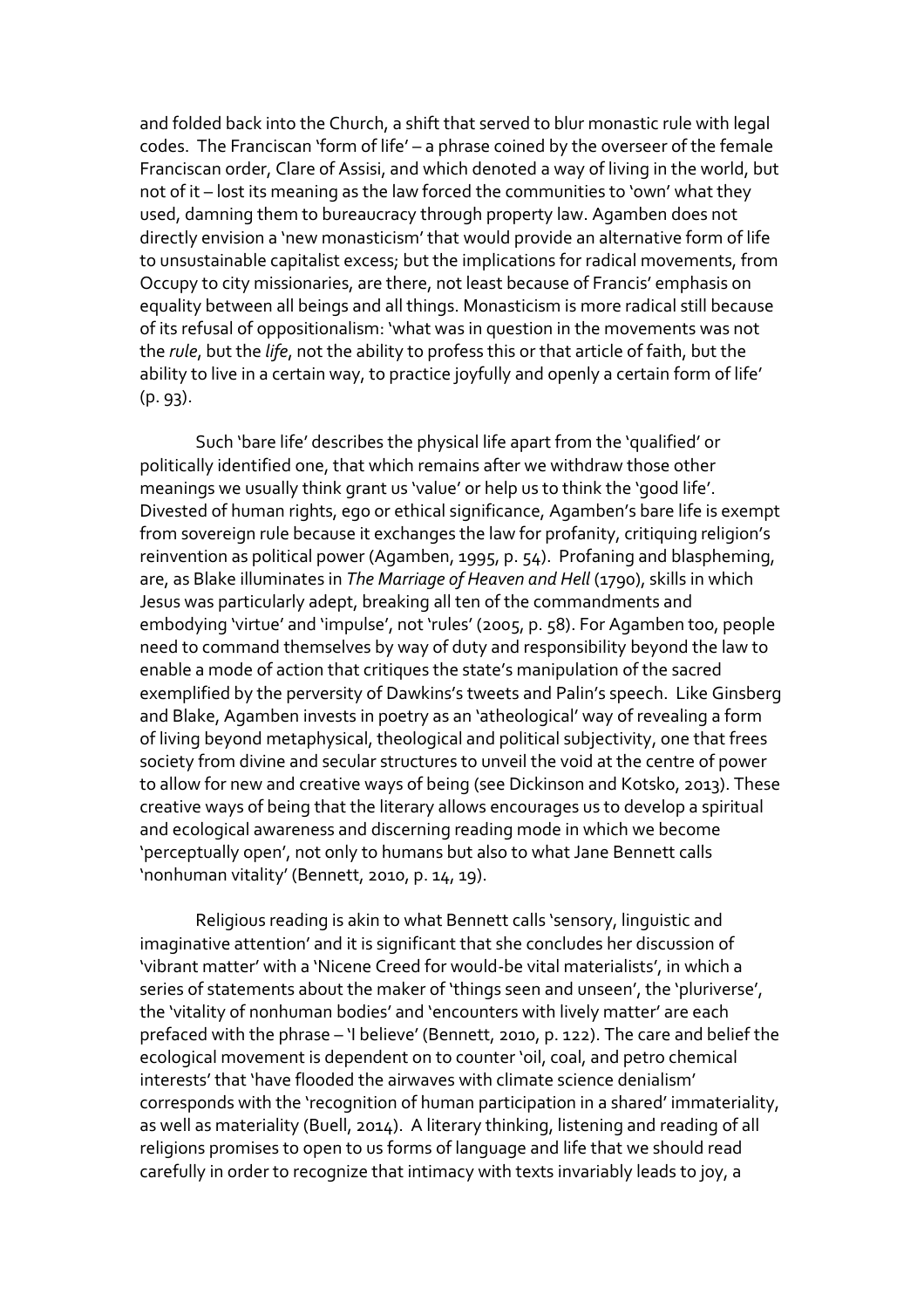and folded back into the Church, a shift that served to blur monastic rule with legal codes. The Franciscan 'form of life' – a phrase coined by the overseer of the female Franciscan order, Clare of Assisi, and which denoted a way of living in the world, but not of it – lost its meaning as the law forced the communities to 'own' what they used, damning them to bureaucracy through property law. Agamben does not directly envision a 'new monasticism' that would provide an alternative form of life to unsustainable capitalist excess; but the implications for radical movements, from Occupy to city missionaries, are there, not least because of Francis' emphasis on equality between all beings and all things. Monasticism is more radical still because of its refusal of oppositionalism: 'what was in question in the movements was not the *rule*, but the *life*, not the ability to profess this or that article of faith, but the ability to live in a certain way, to practice joyfully and openly a certain form of life' (p. 93).

Such 'bare life' describes the physical life apart from the 'qualified' or politically identified one, that which remains after we withdraw those other meanings we usually think grant us 'value' or help us to think the 'good life'. Divested of human rights, ego or ethical significance, Agamben's bare life is exempt from sovereign rule because it exchanges the law for profanity, critiquing religion's reinvention as political power (Agamben, 1995, p. 54). Profaning and blaspheming, are, as Blake illuminates in *The Marriage of Heaven and Hell* (1790), skills in which Jesus was particularly adept, breaking all ten of the commandments and embodying 'virtue' and 'impulse', not 'rules' (2005, p. 58). For Agamben too, people need to command themselves by way of duty and responsibility beyond the law to enable a mode of action that critiques the state's manipulation of the sacred exemplified by the perversity of Dawkins's tweets and Palin's speech. Like Ginsberg and Blake, Agamben invests in poetry as an 'atheological' way of revealing a form of living beyond metaphysical, theological and political subjectivity, one that frees society from divine and secular structures to unveil the void at the centre of power to allow for new and creative ways of being (see Dickinson and Kotsko, 2013). These creative ways of being that the literary allows encourages us to develop a spiritual and ecological awareness and discerning reading mode in which we become 'perceptually open', not only to humans but also to what Jane Bennett calls 'nonhuman vitality' (Bennett, 2010, p. 14, 19).

Religious reading is akin to what Bennett calls 'sensory, linguistic and imaginative attention' and it is significant that she concludes her discussion of 'vibrant matter' with a 'Nicene Creed for would-be vital materialists', in which a series of statements about the maker of 'things seen and unseen', the 'pluriverse', the 'vitality of nonhuman bodies' and 'encounters with lively matter' are each prefaced with the phrase – 'I believe' (Bennett, 2010, p. 122). The care and belief the ecological movement is dependent on to counter 'oil, coal, and petro chemical interests' that 'have flooded the airwaves with climate science denialism' corresponds with the 'recognition of human participation in a shared' immateriality, as well as materiality (Buell, 2014). A literary thinking, listening and reading of all religions promises to open to us forms of language and life that we should read carefully in order to recognize that intimacy with texts invariably leads to joy, a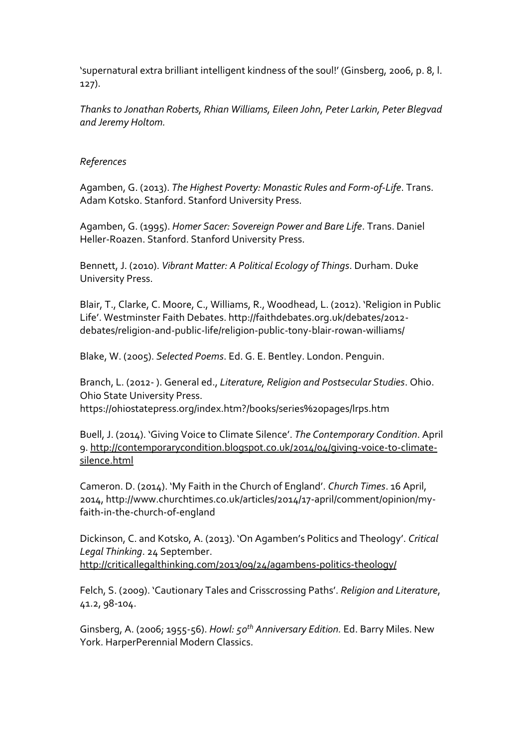'supernatural extra brilliant intelligent kindness of the soul!' (Ginsberg, 2006, p. 8, l. 127).

*Thanks to Jonathan Roberts, Rhian Williams, Eileen John, Peter Larkin, Peter Blegvad and Jeremy Holtom.*

*References*

Agamben, G. (2013). *The Highest Poverty: Monastic Rules and Form-of-Life*. Trans. Adam Kotsko. Stanford. Stanford University Press.

Agamben, G. (1995). *Homer Sacer: Sovereign Power and Bare Life*. Trans. Daniel Heller-Roazen. Stanford. Stanford University Press.

Bennett, J. (2010). *Vibrant Matter: A Political Ecology of Things*. Durham. Duke University Press.

Blair, T., Clarke, C. Moore, C., Williams, R., Woodhead, L. (2012). 'Religion in Public Life'. Westminster Faith Debates. http://faithdebates.org.uk/debates/2012-debates/religion-and-public-life/religion-public-tony-blair-rowan-williams/

Blake, W. (2005). *Selected Poems*. Ed. G. E. Bentley. London. Penguin.

Branch, L. (2012- ). General ed., *Literature, Religion and Postsecular Studies*. Ohio. Ohio State University Press. https://ohiostatepress.org/index.htm?/books/series%20pages/lrps.htm

Buell, J. (2014). 'Giving Voice to Climate Silence'. *The Contemporary Condition*. April 9. http://contemporarycondition.blogspot.co.uk/2014/04/giving-voice-to-climate-silence.html

Cameron. D. (2014). 'My Faith in the Church of England'. *Church Times*. 16 April, 2014, http://www.churchtimes.co.uk/articles/2014/17-april/comment/opinion/my-faith-in-the-church-of-england

Dickinson, C. and Kotsko, A. (2013). 'On Agamben's Politics and Theology'. *Critical Legal Thinking*. 24 September. http://criticallegalthinking.com/2013/09/24/agambens-politics-theology/

Felch, S. (2009). 'Cautionary Tales and Crisscrossing Paths'. *Religion and Literature*, 41.2, 98-104.

Ginsberg, A. (2006; 1955-56). *Howl: 50th Anniversary Edition.* Ed. Barry Miles. New York. HarperPerennial Modern Classics.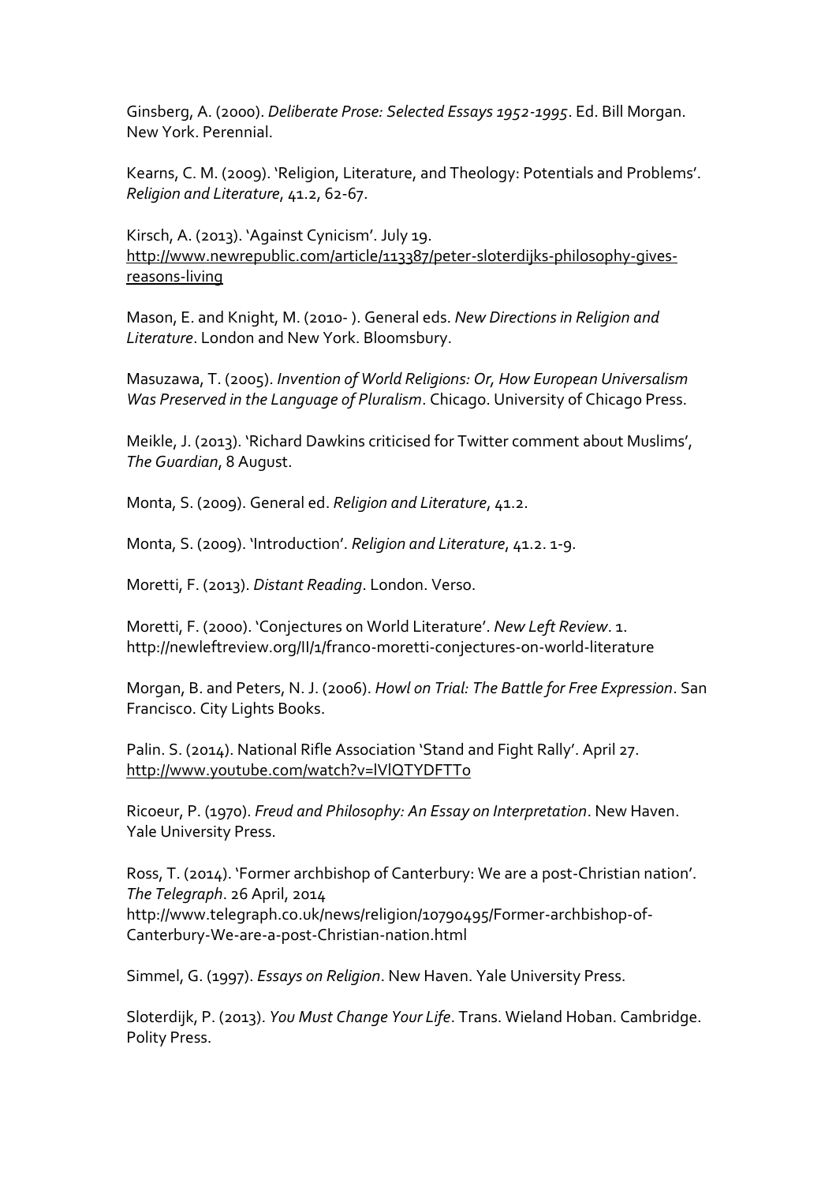Ginsberg, A. (2000). *Deliberate Prose: Selected Essays 1952-1995*. Ed. Bill Morgan. New York. Perennial.

Kearns, C. M. (2009). 'Religion, Literature, and Theology: Potentials and Problems'. *Religion and Literature*, 41.2, 62-67.

Kirsch, A. (2013). 'Against Cynicism'. July 19. http://www.newrepublic.com/article/113387/peter-sloterdijks-philosophy-gives-reasons-living

Mason, E. and Knight, M. (2010- ). General eds. *New Directions in Religion and Literature*. London and New York. Bloomsbury.

Masuzawa, T. (2005). *Invention of World Religions: Or, How European Universalism Was Preserved in the Language of Pluralism*. Chicago. University of Chicago Press.

Meikle, J. (2013). 'Richard Dawkins criticised for Twitter comment about Muslims', *The Guardian*, 8 August.

Monta, S. (2009). General ed. *Religion and Literature*, 41.2.

Monta, S. (2009). 'Introduction'. *Religion and Literature*, 41.2. 1-9.

Moretti, F. (2013). *Distant Reading*. London. Verso.

Moretti, F. (2000). 'Conjectures on World Literature'. *New Left Review*. 1. http://newleftreview.org/II/1/franco-moretti-conjectures-on-world-literature

Morgan, B. and Peters, N. J. (2006). *Howl on Trial: The Battle for Free Expression*. San Francisco. City Lights Books.

Palin. S. (2014). National Rifle Association 'Stand and Fight Rally'. April 27. http://www.youtube.com/watch?v=lVlQTYDFTTo

Ricoeur, P. (1970). *Freud and Philosophy: An Essay on Interpretation*. New Haven. Yale University Press.

Ross, T. (2014). 'Former archbishop of Canterbury: We are a post-Christian nation'. *The Telegraph*. 26 April, 2014 http://www.telegraph.co.uk/news/religion/10790495/Former-archbishop-of-Canterbury-We-are-a-post-Christian-nation.html

Simmel, G. (1997). *Essays on Religion*. New Haven. Yale University Press.

Sloterdijk, P. (2013). *You Must Change Your Life*. Trans. Wieland Hoban. Cambridge. Polity Press.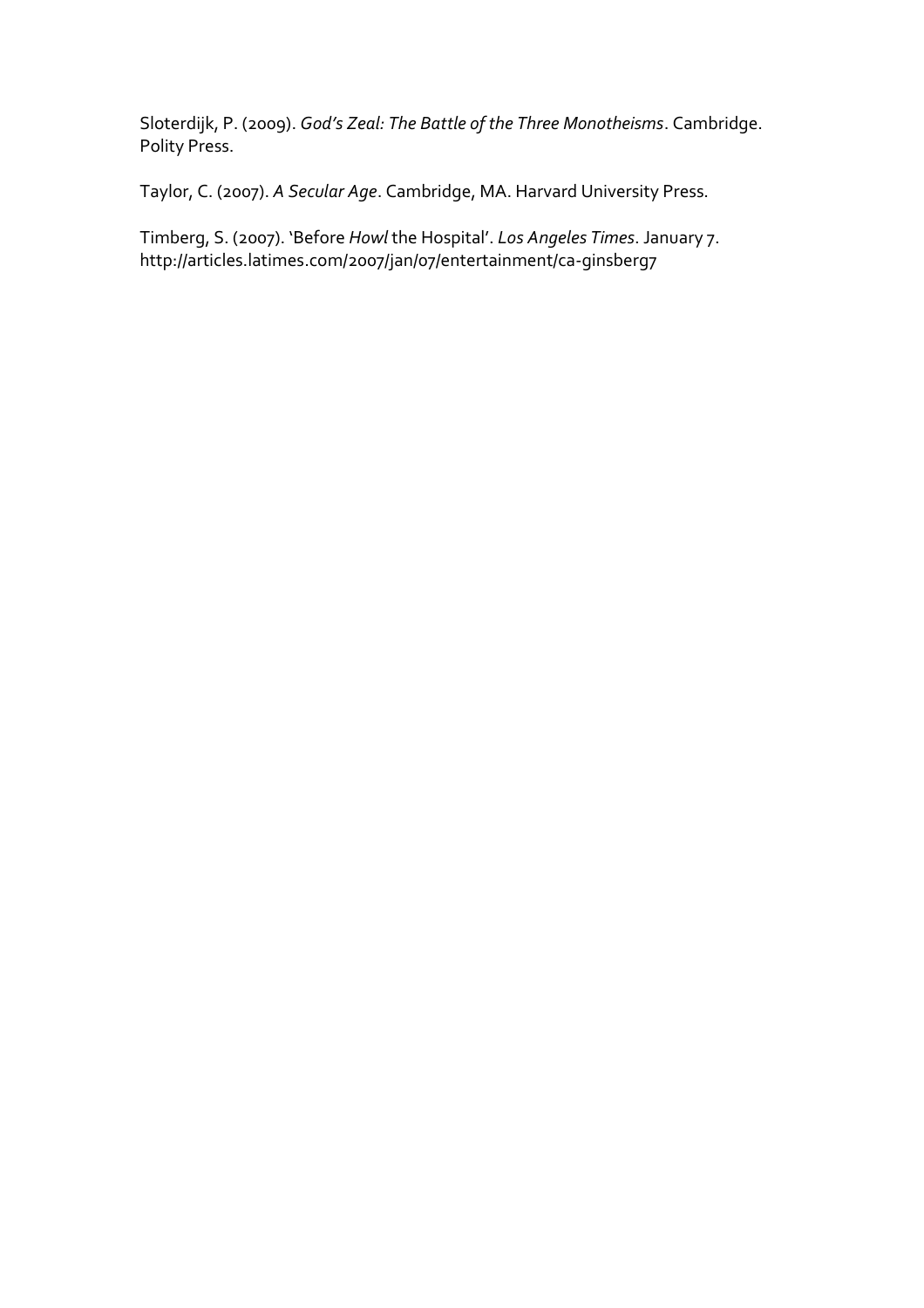Sloterdijk, P. (2009). *God's Zeal: The Battle of the Three Monotheisms*. Cambridge. Polity Press.

Taylor, C. (2007). *A Secular Age*. Cambridge, MA. Harvard University Press.

Timberg, S. (2007). 'Before *Howl* the Hospital'. *Los Angeles Times*. January 7. http://articles.latimes.com/2007/jan/07/entertainment/ca-ginsberg7